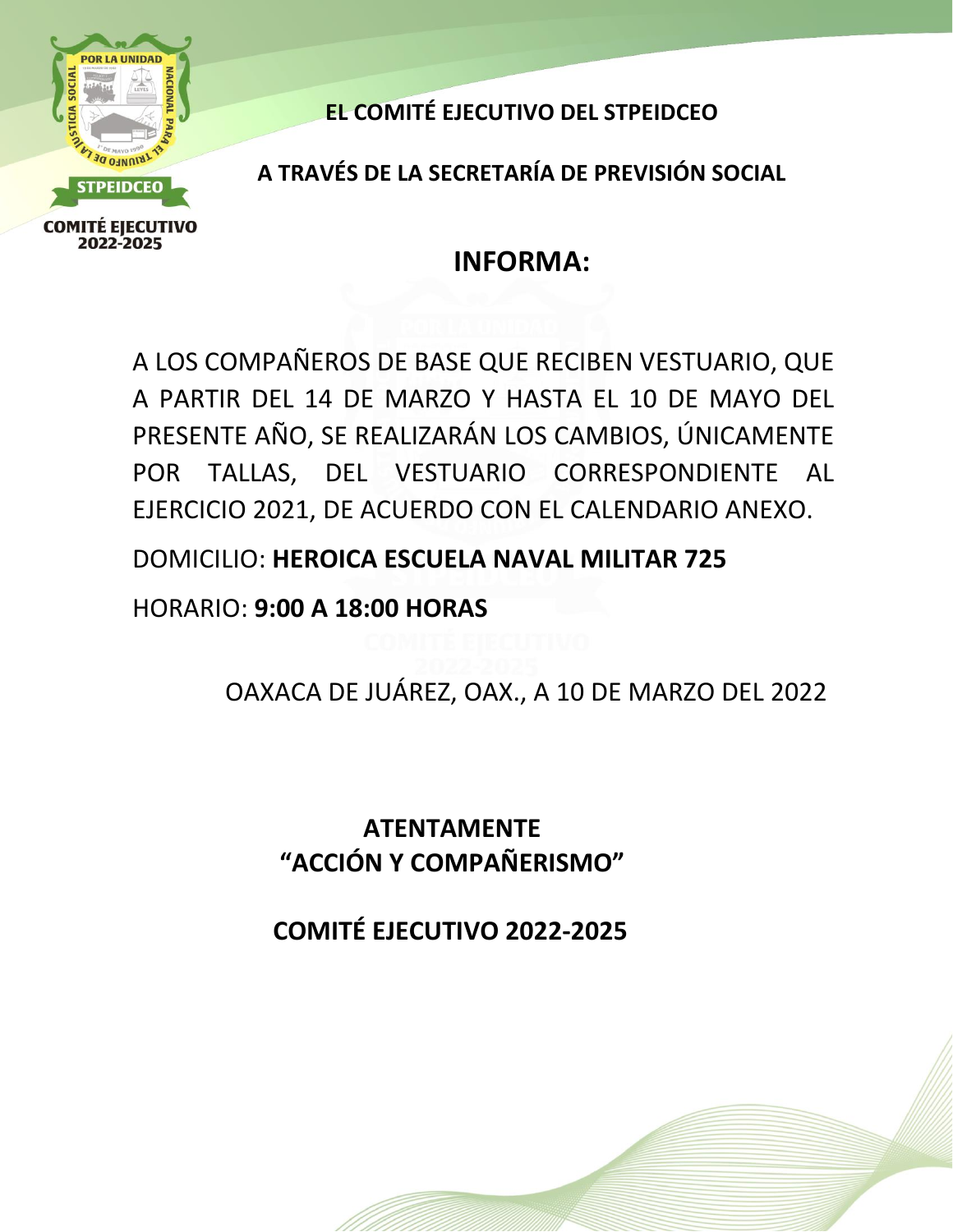**EL COMITÉ EJECUTIVO DEL STPEIDCEO**

**A TRAVÉS DE LA SECRETARÍA DE PREVISIÓN SOCIAL**

# INFORMA:

A LOS COMPAÑEROS DE BASE QUE RECIBEN VESTUARIO, QUE A PARTIR DEL 14 DE MARZO Y HASTA EL 10 DE MAYO DEL PRESENTE AÑO, SE REALIZARÁN LOS CAMBIOS, ÚNICAMENTE POR TALLAS, DEL VESTUARIO CORRESPONDIENTE AL EJERCICIO 2021, DE ACUERDO CON EL CALENDARIO ANEXO.

DOMICILIO: **HEROICA ESCUELA NAVAL MILITAR 725**

HORARIO: **9:00 A 18:00 HORAS**

OAXACA DE JUÁREZ, OAX., A 10 DE MARZO DEL 2022

**ATENTAMENTE**
**“ACCIÓN Y COMPAÑERISMO”**

**COMITÉ EJECUTIVO 2022-2025**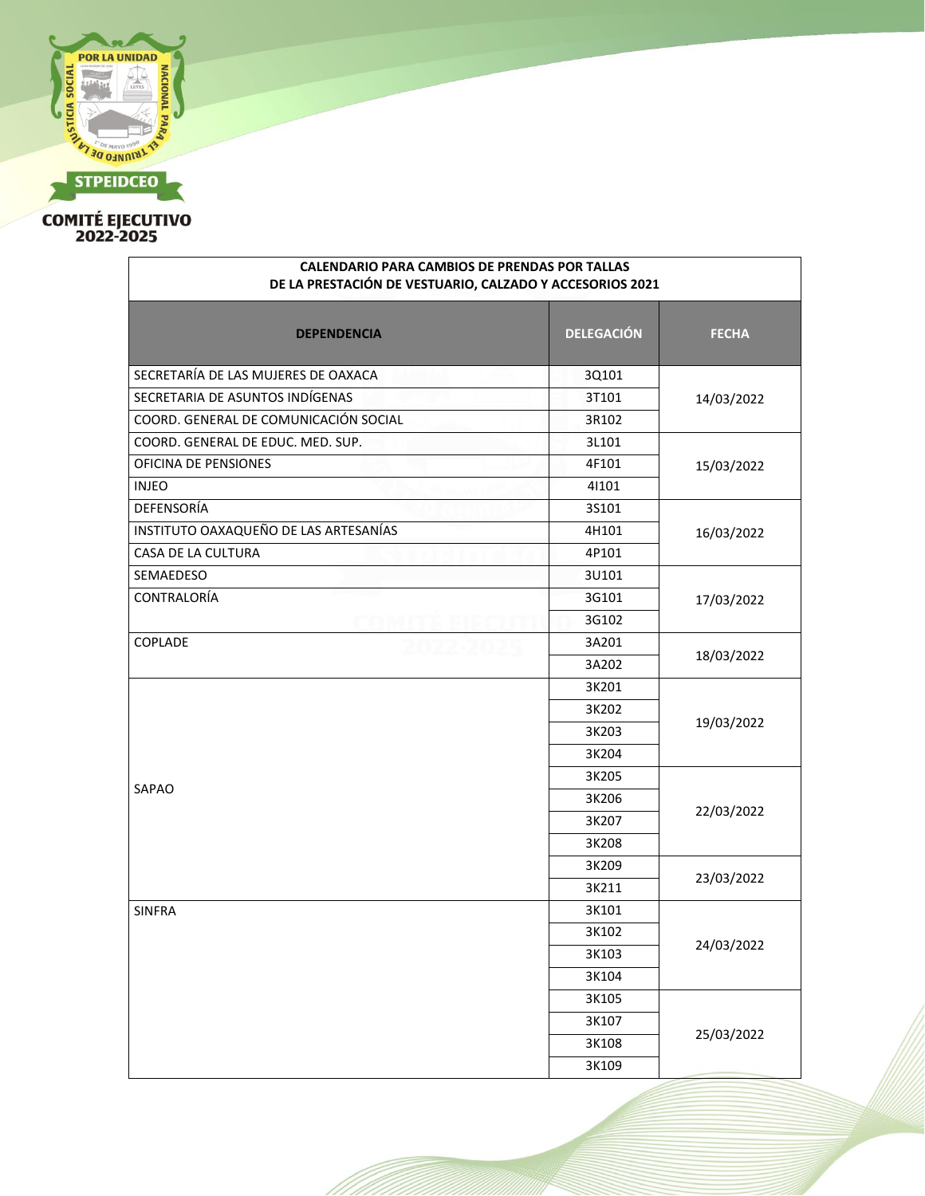STPEIDCEO

COMITÉ EJECUTIVO
2022-2025

| CALENDARIO PARA CAMBIOS DE PRENDAS POR TALLAS<br>DE LA PRESTACIÓN DE VESTUARIO, CALZADO Y ACCESORIOS 2021 | | |
|---|---|---|
| **DEPENDENCIA** | **DELEGACIÓN** | **FECHA** |
| SECRETARÍA DE LAS MUJERES DE OAXACA | 3Q101 | 14/03/2022 |
| SECRETARIA DE ASUNTOS INDÍGENAS | 3T101 | |
| COORD. GENERAL DE COMUNICACIÓN SOCIAL | 3R102 | |
| COORD. GENERAL DE EDUC. MED. SUP. | 3L101 | 15/03/2022 |
| OFICINA DE PENSIONES | 4F101 | |
| INJEO | 4I101 | |
| DEFENSORÍA | 3S101 | 16/03/2022 |
| INSTITUTO OAXAQUEÑO DE LAS ARTESANÍAS | 4H101 | |
| CASA DE LA CULTURA | 4P101 | |
| SEMAEDESO | 3U101 | 17/03/2022 |
| CONTRALORÍA | 3G101 | |
| | 3G102 | |
| COPLADE | 3A201 | 18/03/2022 |
| | 3A202 | |
| SAPAO | 3K201 | 19/03/2022 |
| | 3K202 | |
| | 3K203 | |
| | 3K204 | |
| | 3K205 | 22/03/2022 |
| | 3K206 | |
| | 3K207 | |
| | 3K208 | |
| | 3K209 | 23/03/2022 |
| | 3K211 | |
| SINFRA | 3K101 | 24/03/2022 |
| | 3K102 | |
| | 3K103 | |
| | 3K104 | |
| | 3K105 | 25/03/2022 |
| | 3K107 | |
| | 3K108 | |
| | 3K109 | |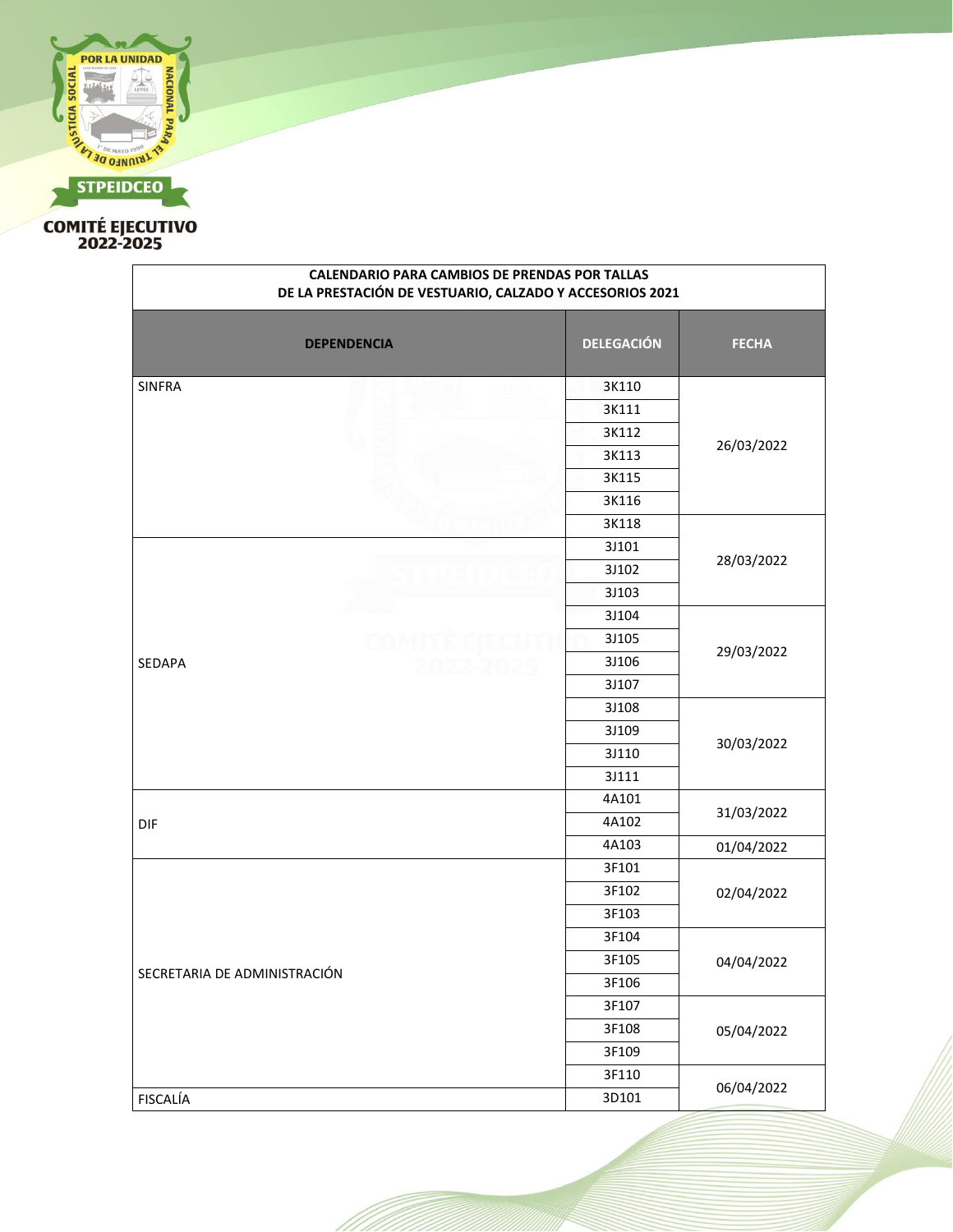STPEIDCEO

COMITÉ EJECUTIVO 2022-2025

| CALENDARIO PARA CAMBIOS DE PRENDAS POR TALLAS DE LA PRESTACIÓN DE VESTUARIO, CALZADO Y ACCESORIOS 2021 | | |
|---|---|---|
| **DEPENDENCIA** | **DELEGACIÓN** | **FECHA** |
| SINFRA | 3K110 | 26/03/2022 |
| | 3K111 | |
| | 3K112 | |
| | 3K113 | |
| | 3K115 | |
| | 3K116 | |
| | 3K118 | 28/03/2022 |
| SEDAPA | 3J101 | |
| | 3J102 | |
| | 3J103 | |
| | 3J104 | 29/03/2022 |
| | 3J105 | |
| | 3J106 | |
| | 3J107 | |
| | 3J108 | 30/03/2022 |
| | 3J109 | |
| | 3J110 | |
| | 3J111 | |
| DIF | 4A101 | 31/03/2022 |
| | 4A102 | |
| | 4A103 | 01/04/2022 |
| SECRETARIA DE ADMINISTRACIÓN | 3F101 | 02/04/2022 |
| | 3F102 | |
| | 3F103 | |
| | 3F104 | 04/04/2022 |
| | 3F105 | |
| | 3F106 | |
| | 3F107 | 05/04/2022 |
| | 3F108 | |
| | 3F109 | |
| | 3F110 | 06/04/2022 |
| FISCALÍA | 3D101 | |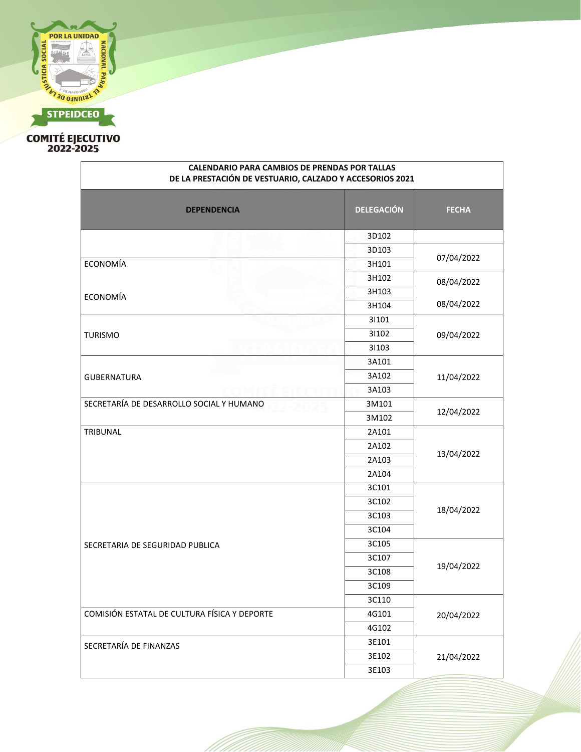**STPEIDCEO**

**COMITÉ EJECUTIVO 2022-2025**

| CALENDARIO PARA CAMBIOS DE PRENDAS POR TALLAS DE LA PRESTACIÓN DE VESTUARIO, CALZADO Y ACCESORIOS 2021 | | |
|---|---|---|
| **DEPENDENCIA** | **DELEGACIÓN** | **FECHA** |
| | 3D102 | |
| | 3D103 | 07/04/2022 |
| ECONOMÍA | 3H101 | |
| | 3H102 | 08/04/2022 |
| ECONOMÍA | 3H103 | |
| | 3H104 | 08/04/2022 |
| TURISMO | 3I101 | 09/04/2022 |
| | 3I102 | |
| | 3I103 | |
| GUBERNATURA | 3A101 | 11/04/2022 |
| | 3A102 | |
| | 3A103 | |
| SECRETARÍA DE DESARROLLO SOCIAL Y HUMANO | 3M101 | 12/04/2022 |
| | 3M102 | |
| TRIBUNAL | 2A101 | 13/04/2022 |
| | 2A102 | |
| | 2A103 | |
| | 2A104 | |
| SECRETARIA DE SEGURIDAD PUBLICA | 3C101 | 18/04/2022 |
| | 3C102 | |
| | 3C103 | |
| | 3C104 | |
| | 3C105 | 19/04/2022 |
| | 3C107 | |
| | 3C108 | |
| | 3C109 | |
| | 3C110 | 20/04/2022 |
| COMISIÓN ESTATAL DE CULTURA FÍSICA Y DEPORTE | 4G101 | |
| | 4G102 | |
| SECRETARÍA DE FINANZAS | 3E101 | 21/04/2022 |
| | 3E102 | |
| | 3E103 | |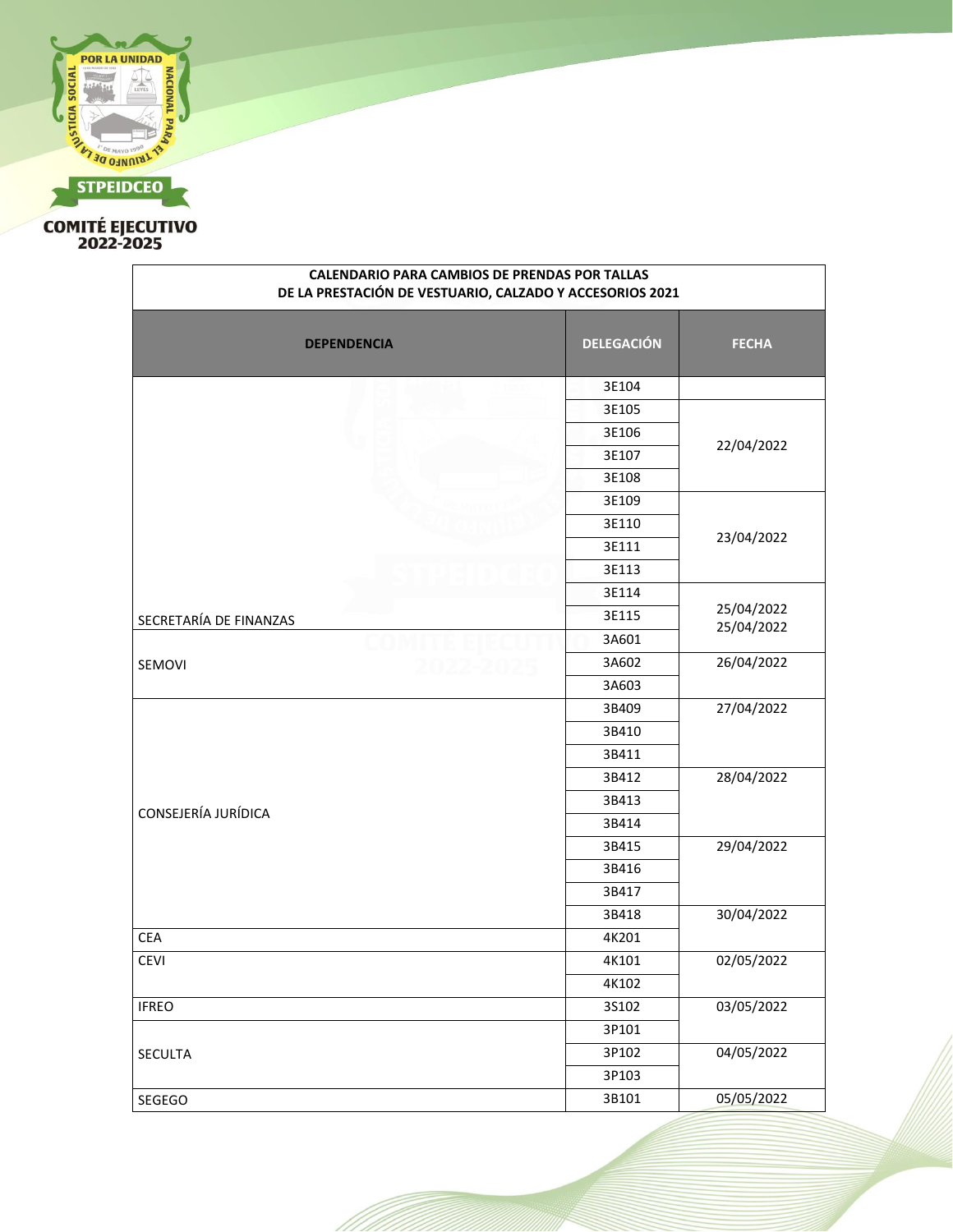**COMITÉ EJECUTIVO 2022-2025**

| CALENDARIO PARA CAMBIOS DE PRENDAS POR TALLAS DE LA PRESTACIÓN DE VESTUARIO, CALZADO Y ACCESORIOS 2021 | | |
|---|---|---|
| **DEPENDENCIA** | **DELEGACIÓN** | **FECHA** |
| SECRETARÍA DE FINANZAS | 3E104 | |
| | 3E105 | 22/04/2022 |
| | 3E106 | |
| | 3E107 | |
| | 3E108 | |
| | 3E109 | 23/04/2022 |
| | 3E110 | |
| | 3E111 | |
| | 3E113 | |
| | 3E114 | 25/04/2022 |
| | 3E115 | 25/04/2022 |
| SEMOVI | 3A601 | |
| | 3A602 | 26/04/2022 |
| | 3A603 | |
| CONSEJERÍA JURÍDICA | 3B409 | 27/04/2022 |
| | 3B410 | |
| | 3B411 | |
| | 3B412 | 28/04/2022 |
| | 3B413 | |
| | 3B414 | |
| | 3B415 | 29/04/2022 |
| | 3B416 | |
| | 3B417 | |
| | 3B418 | 30/04/2022 |
| CEA | 4K201 | |
| CEVI | 4K101 | 02/05/2022 |
| | 4K102 | |
| IFREO | 3S102 | 03/05/2022 |
| SECULTA | 3P101 | |
| | 3P102 | 04/05/2022 |
| | 3P103 | |
| SEGEGO | 3B101 | 05/05/2022 |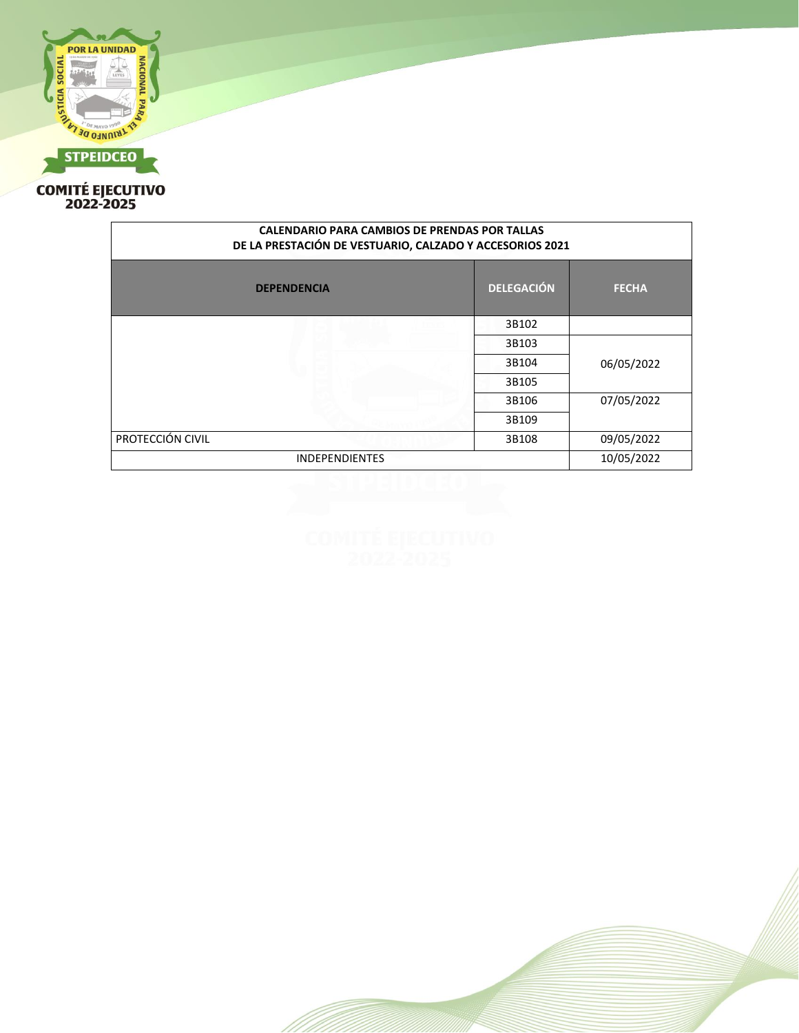**STPEIDCEO**

**COMITÉ EJECUTIVO 2022-2025**

| CALENDARIO PARA CAMBIOS DE PRENDAS POR TALLAS DE LA PRESTACIÓN DE VESTUARIO, CALZADO Y ACCESORIOS 2021 | | |
| --- | --- | --- |
| **DEPENDENCIA** | **DELEGACIÓN** | **FECHA** |
| | 3B102 | |
| | 3B103 | 06/05/2022 |
| | 3B104 | |
| | 3B105 | |
| | 3B106 | 07/05/2022 |
| | 3B109 | |
| PROTECCIÓN CIVIL | 3B108 | 09/05/2022 |
| INDEPENDIENTES | | 10/05/2022 |